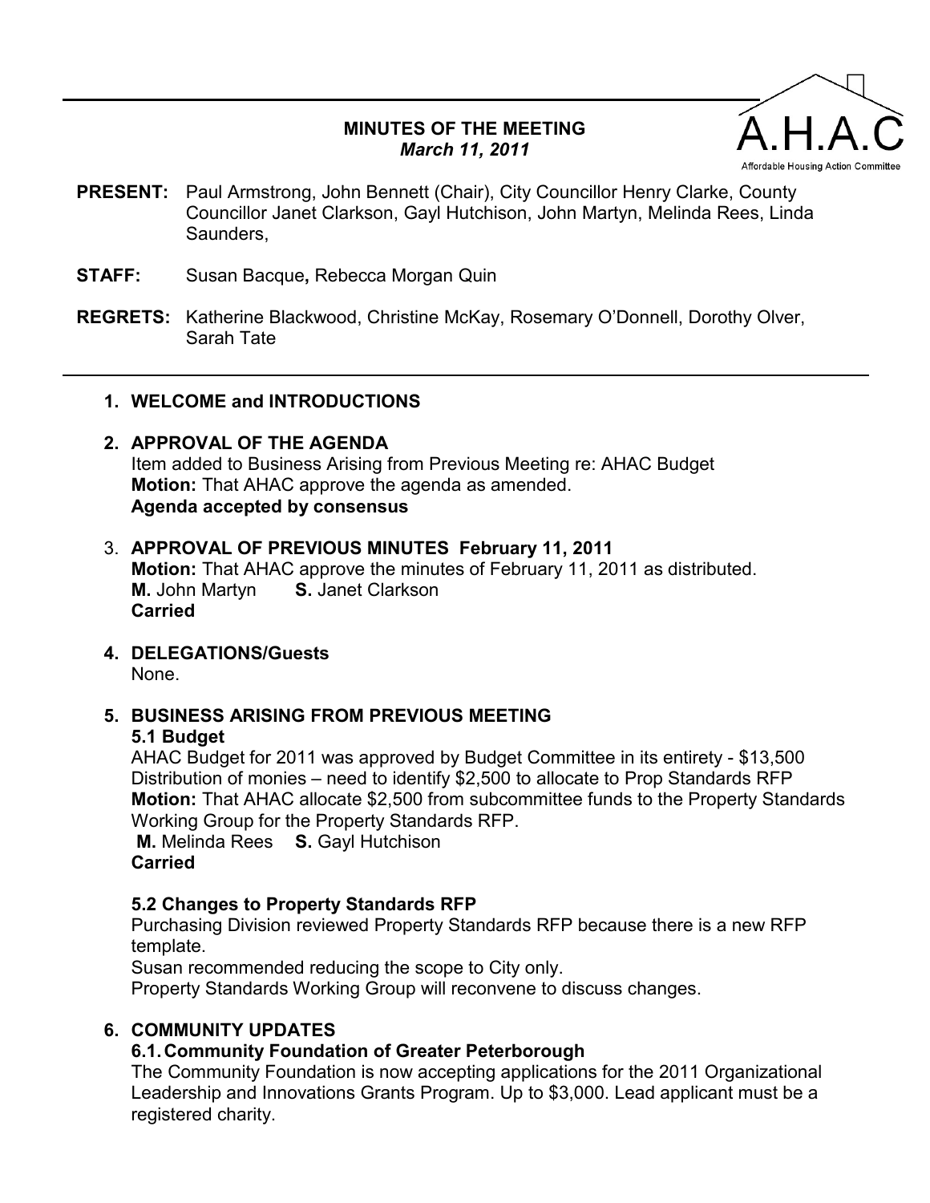# MINUTES OF THE MEETING
***March 11, 2011***

A.H.A.C
Affordable Housing Action Committee

**PRESENT:** Paul Armstrong, John Bennett (Chair), City Councillor Henry Clarke, County Councillor Janet Clarkson, Gayl Hutchison, John Martyn, Melinda Rees, Linda Saunders,

**STAFF:** Susan Bacque**,** Rebecca Morgan Quin

**REGRETS:** Katherine Blackwood, Christine McKay, Rosemary O'Donnell, Dorothy Olver, Sarah Tate

---

1. **WELCOME and INTRODUCTIONS**

2. **APPROVAL OF THE AGENDA**
   Item added to Business Arising from Previous Meeting re: AHAC Budget
   **Motion:** That AHAC approve the agenda as amended.
   **Agenda accepted by consensus**

3. **APPROVAL OF PREVIOUS MINUTES February 11, 2011**
   **Motion:** That AHAC approve the minutes of February 11, 2011 as distributed.
   **M.** John Martyn **S.** Janet Clarkson
   **Carried**

4. **DELEGATIONS/Guests**
   None.

5. **BUSINESS ARISING FROM PREVIOUS MEETING**

   **5.1 Budget**
   AHAC Budget for 2011 was approved by Budget Committee in its entirety - $13,500
   Distribution of monies – need to identify $2,500 to allocate to Prop Standards RFP
   **Motion:** That AHAC allocate $2,500 from subcommittee funds to the Property Standards Working Group for the Property Standards RFP.
   **M.** Melinda Rees **S.** Gayl Hutchison
   **Carried**

   **5.2 Changes to Property Standards RFP**
   Purchasing Division reviewed Property Standards RFP because there is a new RFP template.
   Susan recommended reducing the scope to City only.
   Property Standards Working Group will reconvene to discuss changes.

6. **COMMUNITY UPDATES**

   **6.1. Community Foundation of Greater Peterborough**
   The Community Foundation is now accepting applications for the 2011 Organizational Leadership and Innovations Grants Program. Up to $3,000. Lead applicant must be a registered charity.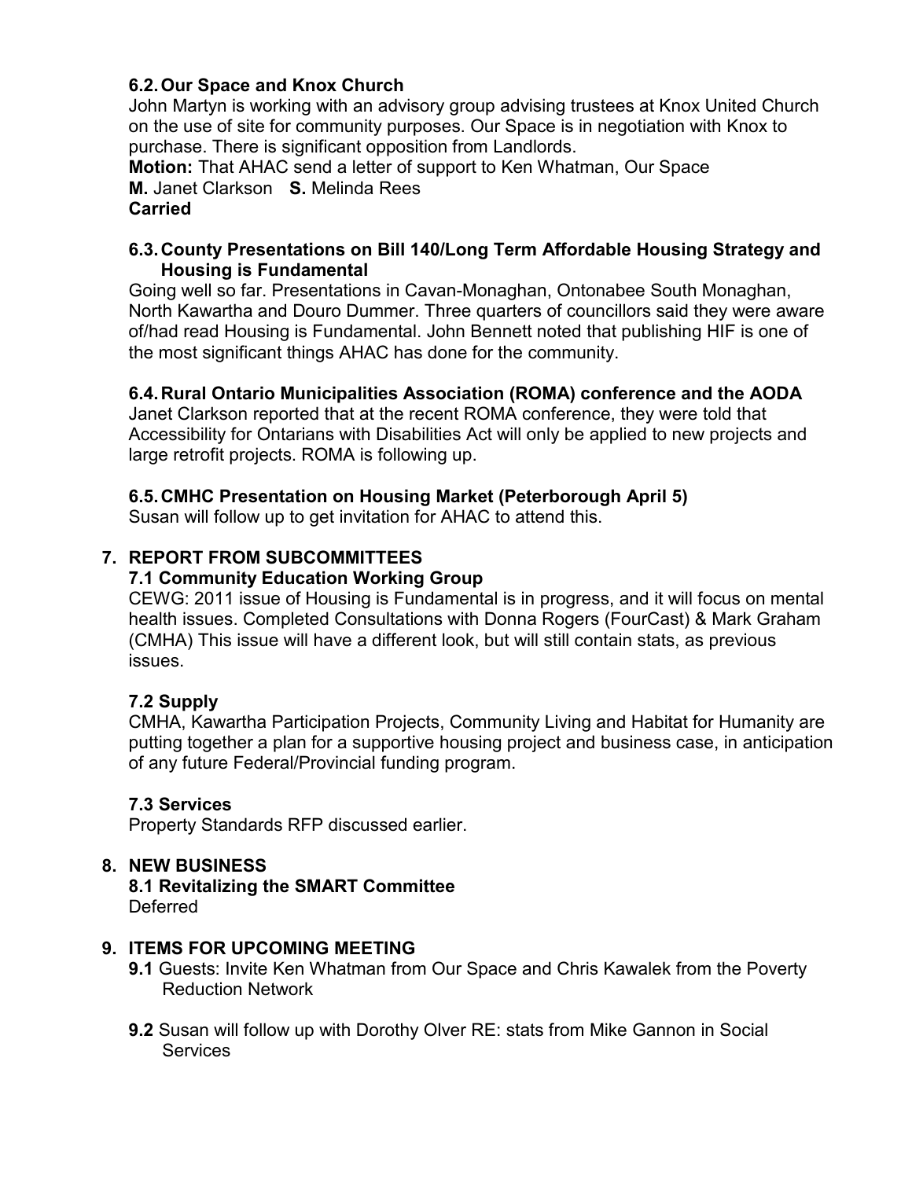### 6.2. Our Space and Knox Church

John Martyn is working with an advisory group advising trustees at Knox United Church on the use of site for community purposes. Our Space is in negotiation with Knox to purchase. There is significant opposition from Landlords.

**Motion:** That AHAC send a letter of support to Ken Whatman, Our Space

**M.** Janet Clarkson **S.** Melinda Rees

**Carried**

### 6.3. County Presentations on Bill 140/Long Term Affordable Housing Strategy and Housing is Fundamental

Going well so far. Presentations in Cavan-Monaghan, Ontonabee South Monaghan, North Kawartha and Douro Dummer. Three quarters of councillors said they were aware of/had read Housing is Fundamental. John Bennett noted that publishing HIF is one of the most significant things AHAC has done for the community.

### 6.4. Rural Ontario Municipalities Association (ROMA) conference and the AODA

Janet Clarkson reported that at the recent ROMA conference, they were told that Accessibility for Ontarians with Disabilities Act will only be applied to new projects and large retrofit projects. ROMA is following up.

### 6.5. CMHC Presentation on Housing Market (Peterborough April 5)

Susan will follow up to get invitation for AHAC to attend this.

## 7. REPORT FROM SUBCOMMITTEES

### 7.1 Community Education Working Group

CEWG: 2011 issue of Housing is Fundamental is in progress, and it will focus on mental health issues. Completed Consultations with Donna Rogers (FourCast) & Mark Graham (CMHA) This issue will have a different look, but will still contain stats, as previous issues.

### 7.2 Supply

CMHA, Kawartha Participation Projects, Community Living and Habitat for Humanity are putting together a plan for a supportive housing project and business case, in anticipation of any future Federal/Provincial funding program.

### 7.3 Services

Property Standards RFP discussed earlier.

## 8. NEW BUSINESS

### 8.1 Revitalizing the SMART Committee

Deferred

## 9. ITEMS FOR UPCOMING MEETING

**9.1** Guests: Invite Ken Whatman from Our Space and Chris Kawalek from the Poverty Reduction Network

**9.2** Susan will follow up with Dorothy Olver RE: stats from Mike Gannon in Social Services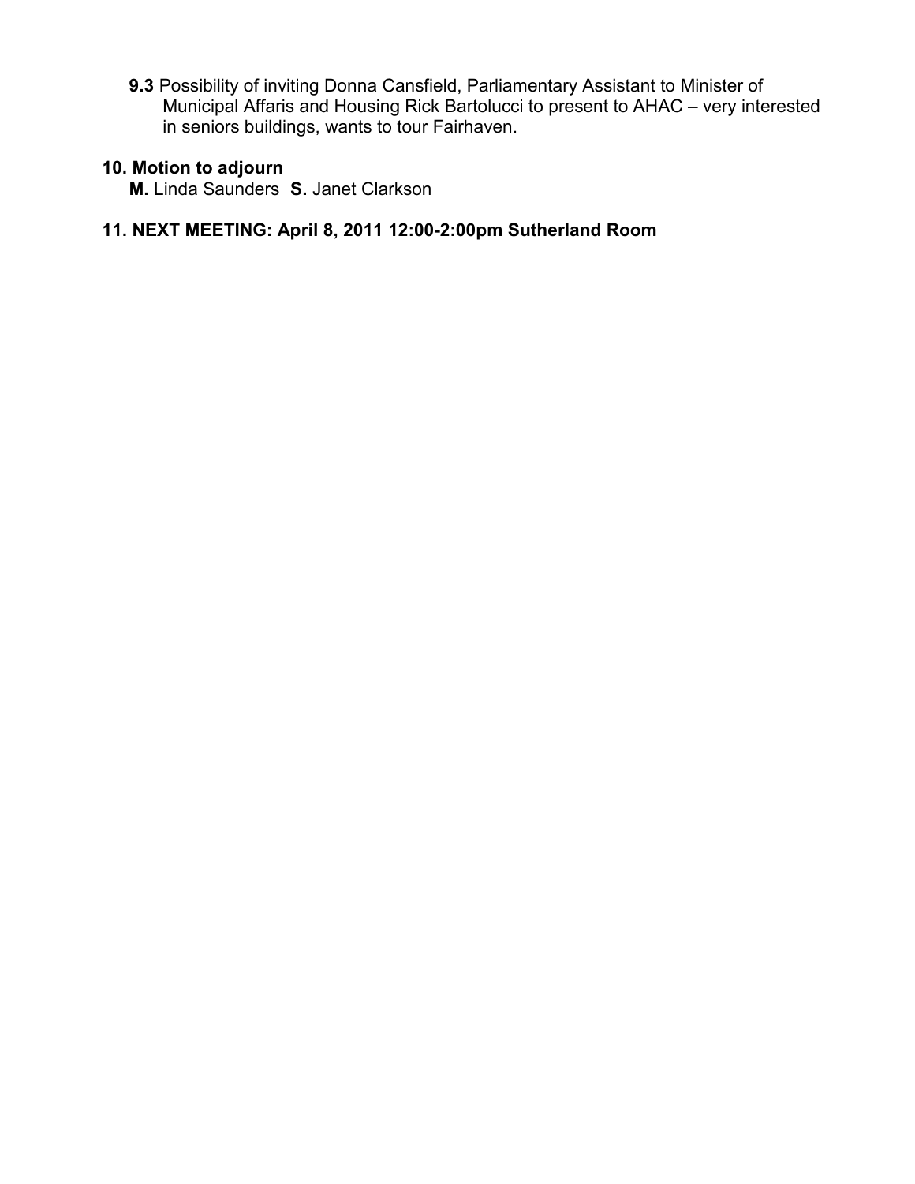**9.3** Possibility of inviting Donna Cansfield, Parliamentary Assistant to Minister of Municipal Affaris and Housing Rick Bartolucci to present to AHAC – very interested in seniors buildings, wants to tour Fairhaven.

**10. Motion to adjourn**

**M.** Linda Saunders **S.** Janet Clarkson

**11. NEXT MEETING: April 8, 2011 12:00-2:00pm Sutherland Room**